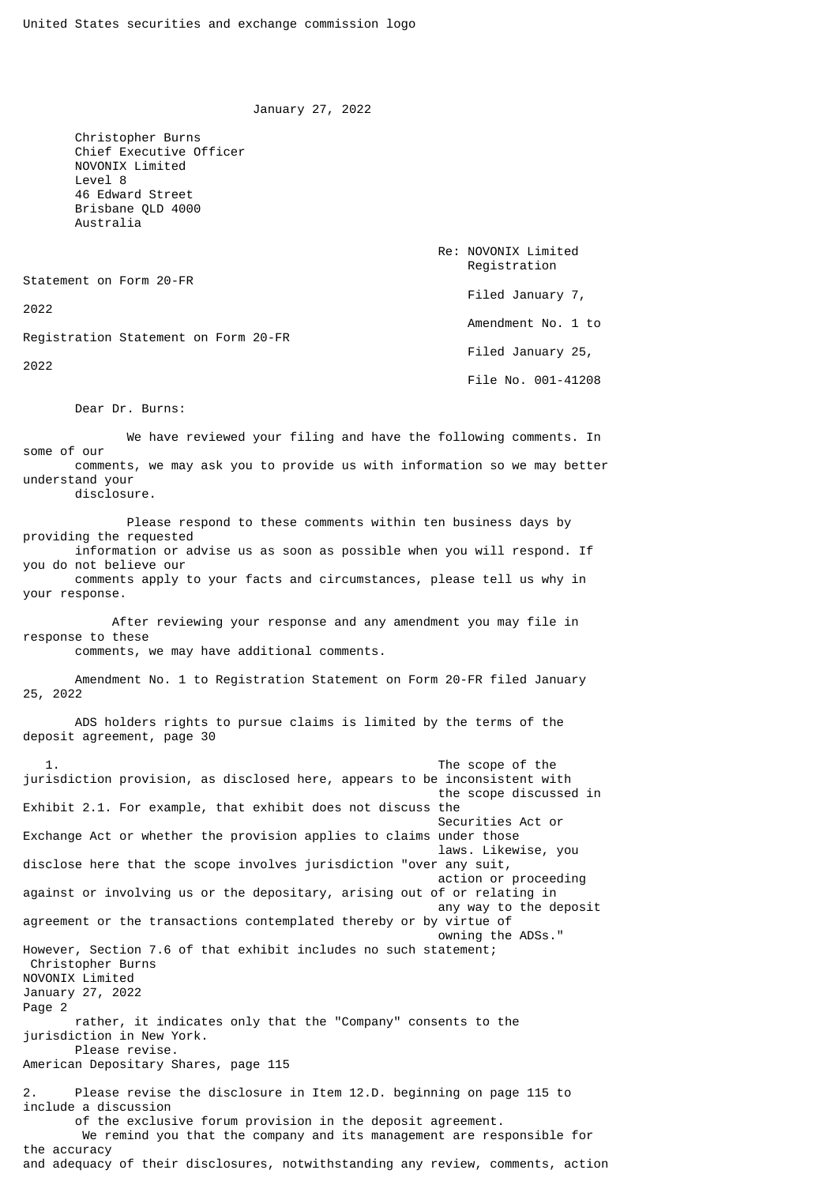United States securities and exchange commission logo

January 27, 2022

Christopher Burns
Chief Executive Officer
NOVONIX Limited
Level 8
46 Edward Street
Brisbane QLD 4000
Australia

Re: NOVONIX Limited
Registration Statement on Form 20-FR
Filed January 7, 2022
Amendment No. 1 to Registration Statement on Form 20-FR
Filed January 25, 2022
File No. 001-41208

Dear Dr. Burns:

We have reviewed your filing and have the following comments. In some of our comments, we may ask you to provide us with information so we may better understand your disclosure.

Please respond to these comments within ten business days by providing the requested information or advise us as soon as possible when you will respond. If you do not believe our comments apply to your facts and circumstances, please tell us why in your response.

After reviewing your response and any amendment you may file in response to these comments, we may have additional comments.

Amendment No. 1 to Registration Statement on Form 20-FR filed January 25, 2022

ADS holders rights to pursue claims is limited by the terms of the deposit agreement, page 30

1. The scope of the jurisdiction provision, as disclosed here, appears to be inconsistent with the scope discussed in Exhibit 2.1. For example, that exhibit does not discuss the Securities Act or Exchange Act or whether the provision applies to claims under those laws. Likewise, you disclose here that the scope involves jurisdiction "over any suit, action or proceeding against or involving us or the depositary, arising out of or relating in any way to the deposit agreement or the transactions contemplated thereby or by virtue of owning the ADSs." However, Section 7.6 of that exhibit includes no such statement; rather, it indicates only that the "Company" consents to the jurisdiction in New York. Please revise.

American Depositary Shares, page 115

2. Please revise the disclosure in Item 12.D. beginning on page 115 to include a discussion of the exclusive forum provision in the deposit agreement.

We remind you that the company and its management are responsible for the accuracy and adequacy of their disclosures, notwithstanding any review, comments, action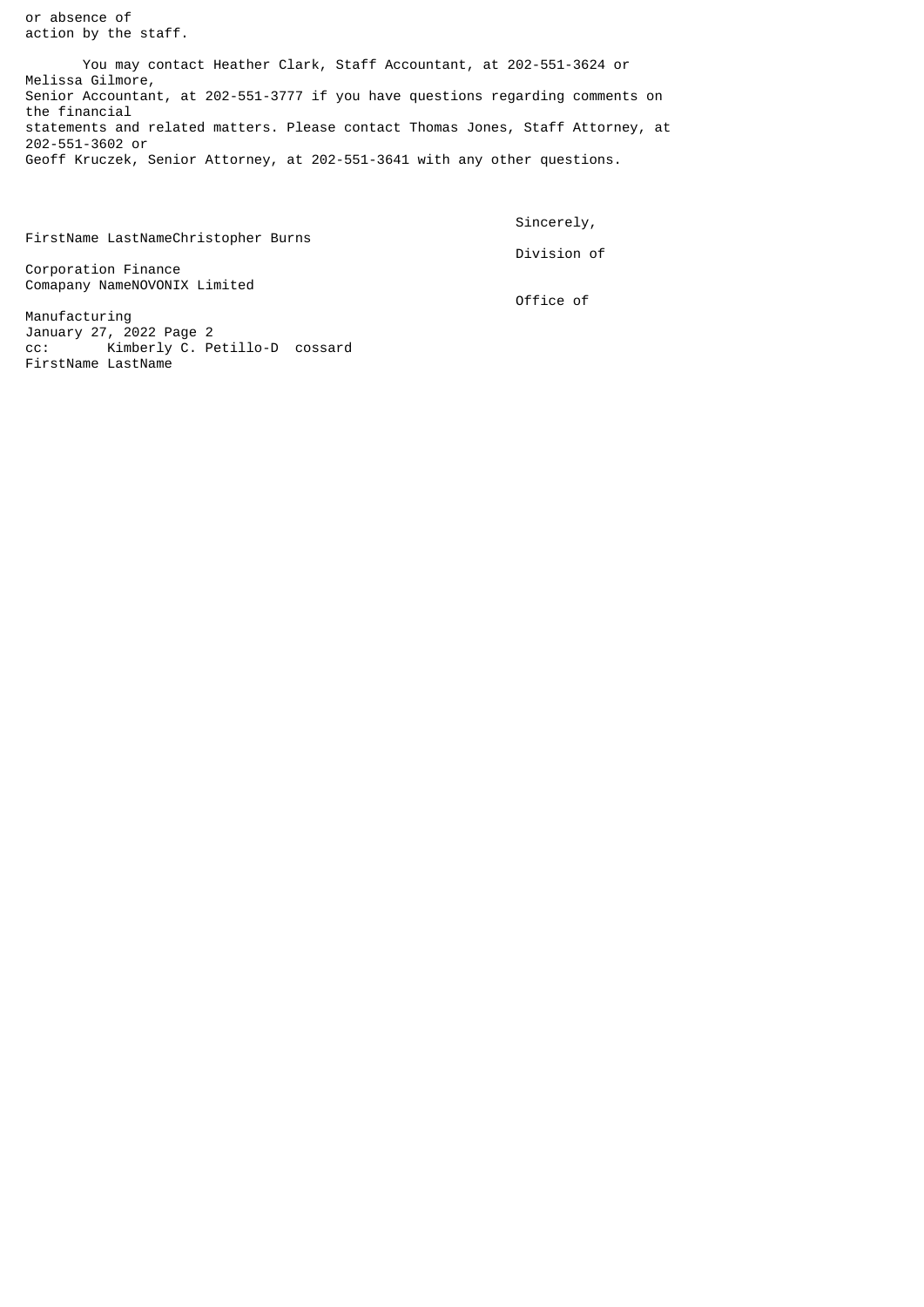or absence of
action by the staff.

You may contact Heather Clark, Staff Accountant, at 202-551-3624 or Melissa Gilmore, Senior Accountant, at 202-551-3777 if you have questions regarding comments on the financial statements and related matters. Please contact Thomas Jones, Staff Attorney, at 202-551-3602 or Geoff Kruczek, Senior Attorney, at 202-551-3641 with any other questions.

Sincerely,

FirstName LastNameChristopher Burns

Division of Corporation Finance

Comapany NameNOVONIX Limited

Office of Manufacturing

January 27, 2022 Page 2

cc: Kimberly C. Petillo-D cossard

FirstName LastName